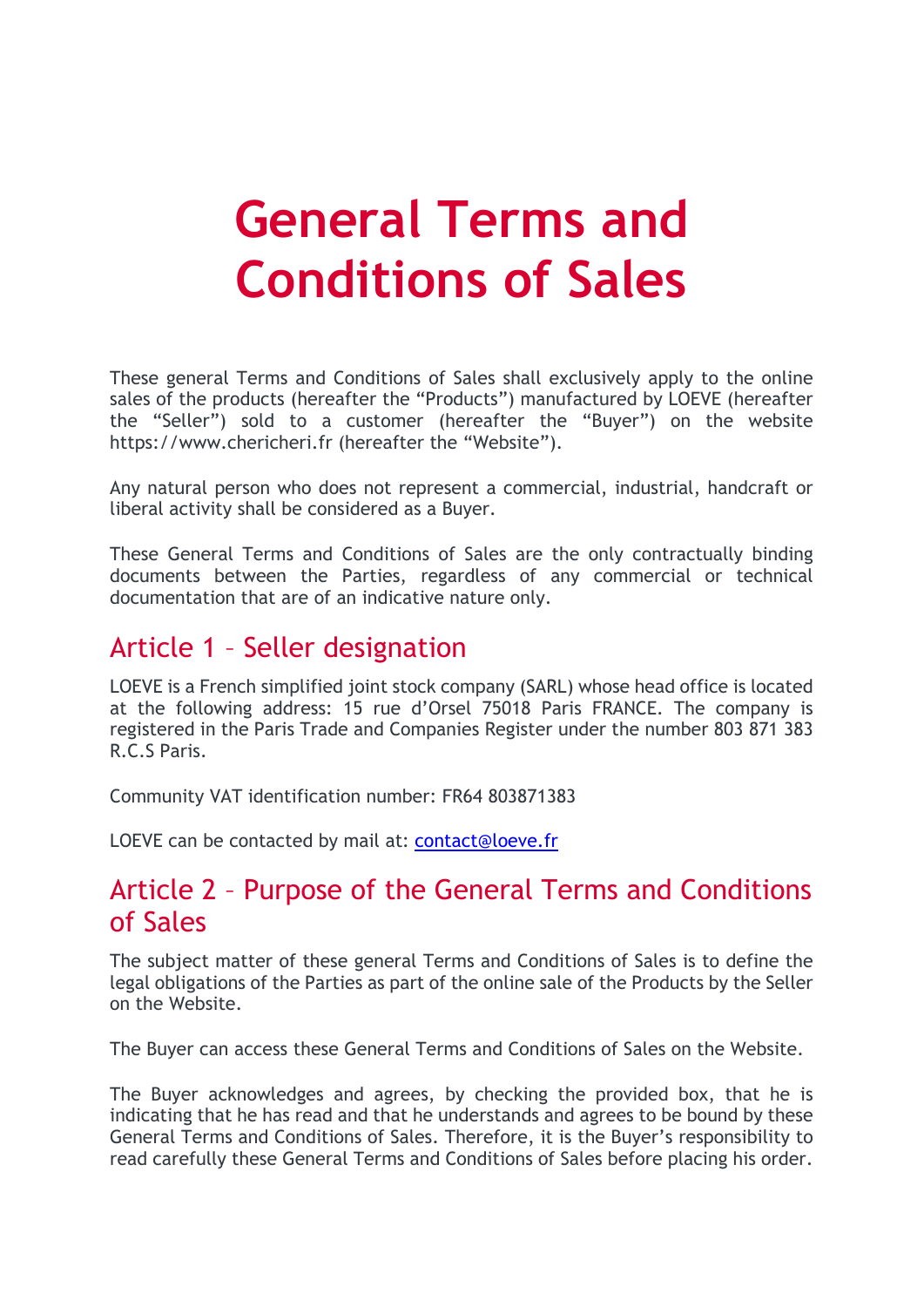# General Terms and Conditions of Sales

These general Terms and Conditions of Sales shall exclusively apply to the online sales of the products (hereafter the "Products") manufactured by LOEVE (hereafter the "Seller") sold to a customer (hereafter the "Buyer") on the website https://www.chericheri.fr (hereafter the "Website").

Any natural person who does not represent a commercial, industrial, handcraft or liberal activity shall be considered as a Buyer.

These General Terms and Conditions of Sales are the only contractually binding documents between the Parties, regardless of any commercial or technical documentation that are of an indicative nature only.

## Article 1 – Seller designation

LOEVE is a French simplified joint stock company (SARL) whose head office is located at the following address: 15 rue d'Orsel 75018 Paris FRANCE. The company is registered in the Paris Trade and Companies Register under the number 803 871 383 R.C.S Paris.

Community VAT identification number: FR64 803871383

LOEVE can be contacted by mail at: contact@loeve.fr

## Article 2 – Purpose of the General Terms and Conditions of Sales

The subject matter of these general Terms and Conditions of Sales is to define the legal obligations of the Parties as part of the online sale of the Products by the Seller on the Website.

The Buyer can access these General Terms and Conditions of Sales on the Website.

The Buyer acknowledges and agrees, by checking the provided box, that he is indicating that he has read and that he understands and agrees to be bound by these General Terms and Conditions of Sales. Therefore, it is the Buyer's responsibility to read carefully these General Terms and Conditions of Sales before placing his order.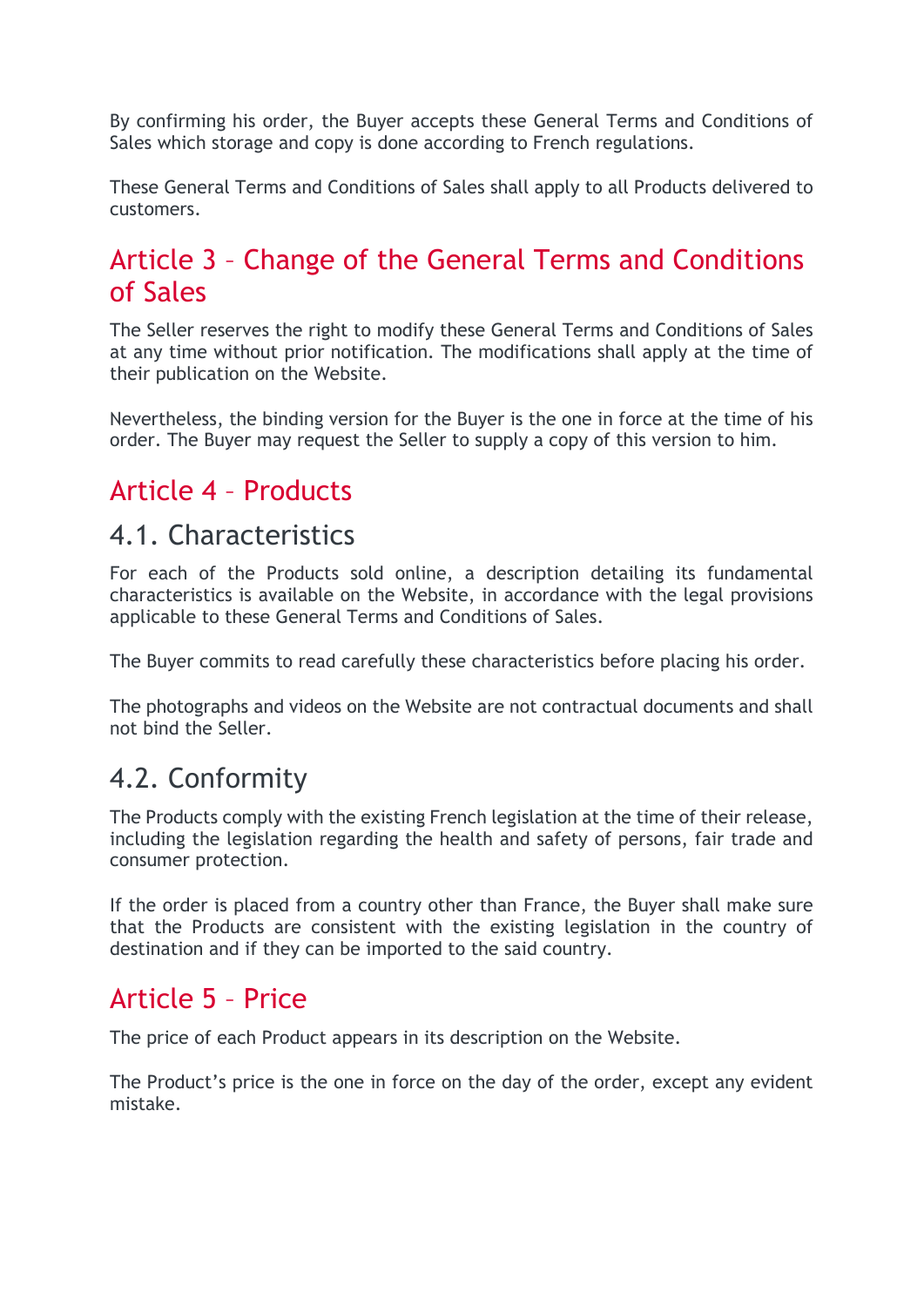By confirming his order, the Buyer accepts these General Terms and Conditions of Sales which storage and copy is done according to French regulations.

These General Terms and Conditions of Sales shall apply to all Products delivered to customers.

## Article 3 – Change of the General Terms and Conditions of Sales

The Seller reserves the right to modify these General Terms and Conditions of Sales at any time without prior notification. The modifications shall apply at the time of their publication on the Website.

Nevertheless, the binding version for the Buyer is the one in force at the time of his order. The Buyer may request the Seller to supply a copy of this version to him.

## Article 4 – Products

### 4.1. Characteristics

For each of the Products sold online, a description detailing its fundamental characteristics is available on the Website, in accordance with the legal provisions applicable to these General Terms and Conditions of Sales.

The Buyer commits to read carefully these characteristics before placing his order.

The photographs and videos on the Website are not contractual documents and shall not bind the Seller.

### 4.2. Conformity

The Products comply with the existing French legislation at the time of their release, including the legislation regarding the health and safety of persons, fair trade and consumer protection.

If the order is placed from a country other than France, the Buyer shall make sure that the Products are consistent with the existing legislation in the country of destination and if they can be imported to the said country.

## Article 5 – Price

The price of each Product appears in its description on the Website.

The Product's price is the one in force on the day of the order, except any evident mistake.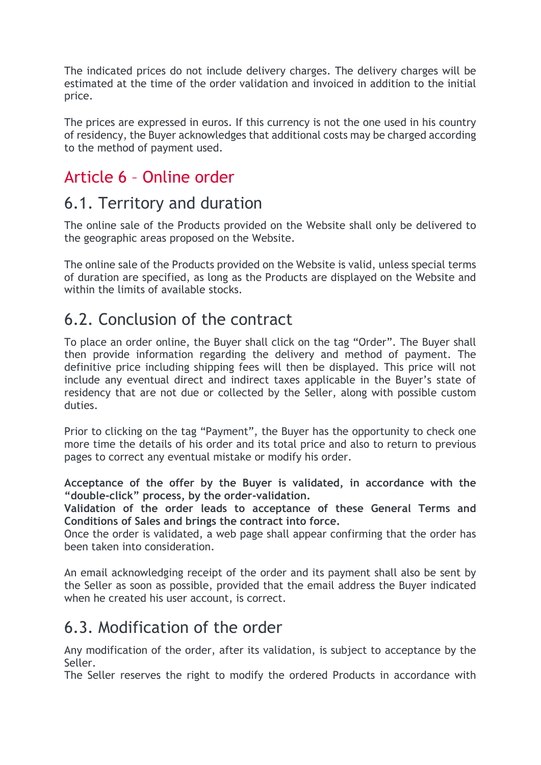The indicated prices do not include delivery charges. The delivery charges will be estimated at the time of the order validation and invoiced in addition to the initial price.

The prices are expressed in euros. If this currency is not the one used in his country of residency, the Buyer acknowledges that additional costs may be charged according to the method of payment used.

# Article 6 – Online order

## 6.1. Territory and duration

The online sale of the Products provided on the Website shall only be delivered to the geographic areas proposed on the Website.

The online sale of the Products provided on the Website is valid, unless special terms of duration are specified, as long as the Products are displayed on the Website and within the limits of available stocks.

## 6.2. Conclusion of the contract

To place an order online, the Buyer shall click on the tag "Order". The Buyer shall then provide information regarding the delivery and method of payment. The definitive price including shipping fees will then be displayed. This price will not include any eventual direct and indirect taxes applicable in the Buyer's state of residency that are not due or collected by the Seller, along with possible custom duties.

Prior to clicking on the tag "Payment", the Buyer has the opportunity to check one more time the details of his order and its total price and also to return to previous pages to correct any eventual mistake or modify his order.

**Acceptance of the offer by the Buyer is validated, in accordance with the "double-click" process, by the order-validation.**
**Validation of the order leads to acceptance of these General Terms and Conditions of Sales and brings the contract into force.**
Once the order is validated, a web page shall appear confirming that the order has been taken into consideration.

An email acknowledging receipt of the order and its payment shall also be sent by the Seller as soon as possible, provided that the email address the Buyer indicated when he created his user account, is correct.

## 6.3. Modification of the order

Any modification of the order, after its validation, is subject to acceptance by the Seller.
The Seller reserves the right to modify the ordered Products in accordance with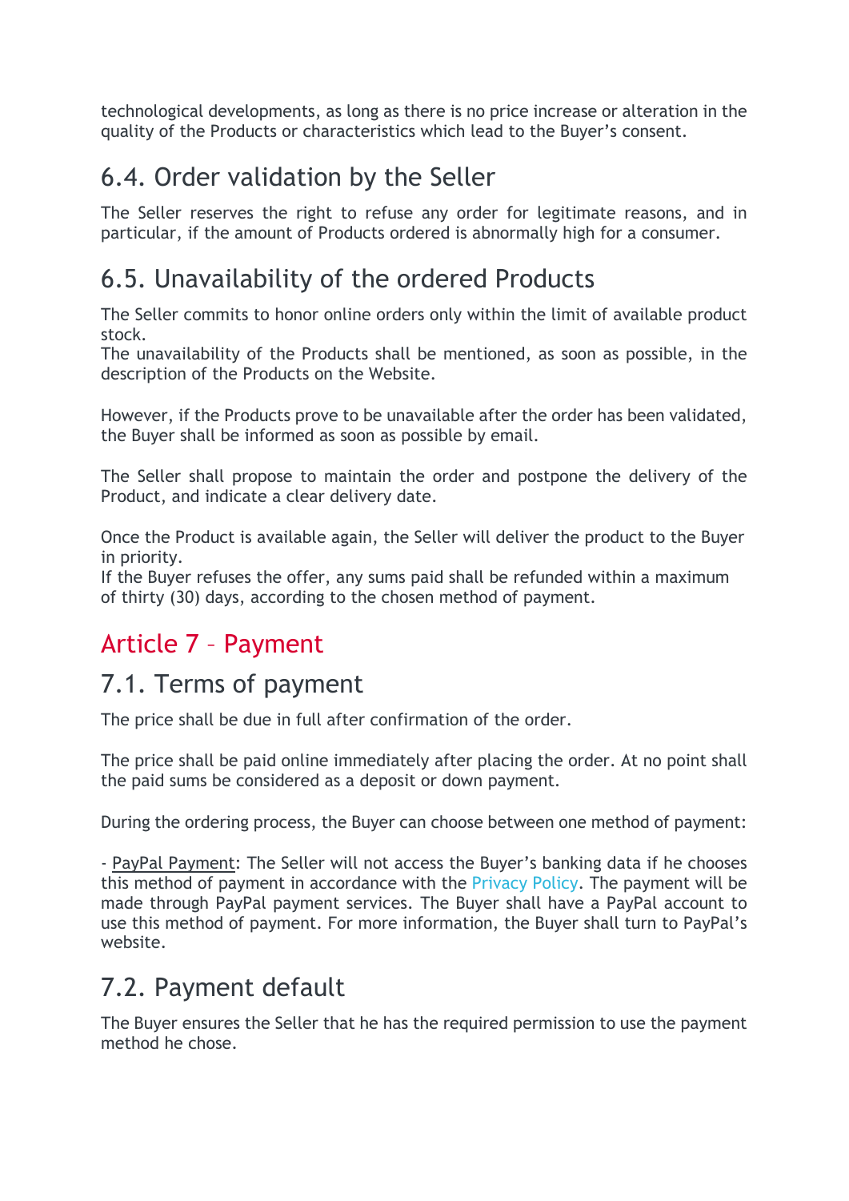technological developments, as long as there is no price increase or alteration in the quality of the Products or characteristics which lead to the Buyer's consent.

## 6.4. Order validation by the Seller

The Seller reserves the right to refuse any order for legitimate reasons, and in particular, if the amount of Products ordered is abnormally high for a consumer.

## 6.5. Unavailability of the ordered Products

The Seller commits to honor online orders only within the limit of available product stock.
The unavailability of the Products shall be mentioned, as soon as possible, in the description of the Products on the Website.

However, if the Products prove to be unavailable after the order has been validated, the Buyer shall be informed as soon as possible by email.

The Seller shall propose to maintain the order and postpone the delivery of the Product, and indicate a clear delivery date.

Once the Product is available again, the Seller will deliver the product to the Buyer in priority.
If the Buyer refuses the offer, any sums paid shall be refunded within a maximum of thirty (30) days, according to the chosen method of payment.

# Article 7 – Payment

## 7.1. Terms of payment

The price shall be due in full after confirmation of the order.

The price shall be paid online immediately after placing the order. At no point shall the paid sums be considered as a deposit or down payment.

During the ordering process, the Buyer can choose between one method of payment:

- PayPal Payment: The Seller will not access the Buyer's banking data if he chooses this method of payment in accordance with the Privacy Policy. The payment will be made through PayPal payment services. The Buyer shall have a PayPal account to use this method of payment. For more information, the Buyer shall turn to PayPal's website.

## 7.2. Payment default

The Buyer ensures the Seller that he has the required permission to use the payment method he chose.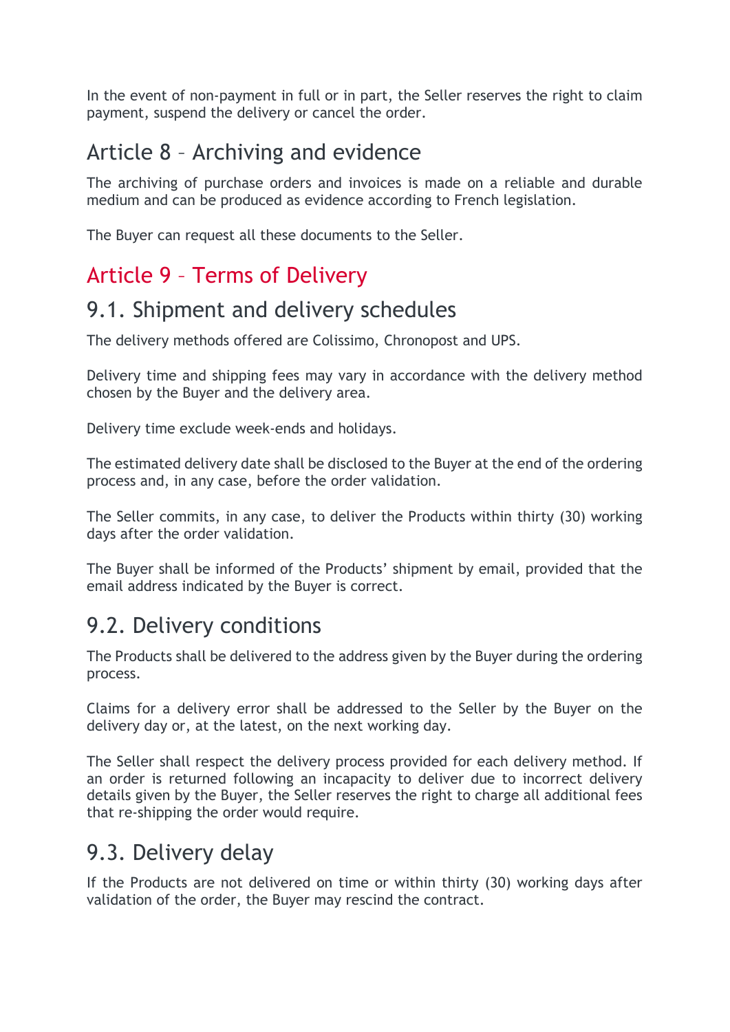In the event of non-payment in full or in part, the Seller reserves the right to claim payment, suspend the delivery or cancel the order.

## Article 8 – Archiving and evidence

The archiving of purchase orders and invoices is made on a reliable and durable medium and can be produced as evidence according to French legislation.

The Buyer can request all these documents to the Seller.

## Article 9 – Terms of Delivery

### 9.1. Shipment and delivery schedules

The delivery methods offered are Colissimo, Chronopost and UPS.

Delivery time and shipping fees may vary in accordance with the delivery method chosen by the Buyer and the delivery area.

Delivery time exclude week-ends and holidays.

The estimated delivery date shall be disclosed to the Buyer at the end of the ordering process and, in any case, before the order validation.

The Seller commits, in any case, to deliver the Products within thirty (30) working days after the order validation.

The Buyer shall be informed of the Products' shipment by email, provided that the email address indicated by the Buyer is correct.

### 9.2. Delivery conditions

The Products shall be delivered to the address given by the Buyer during the ordering process.

Claims for a delivery error shall be addressed to the Seller by the Buyer on the delivery day or, at the latest, on the next working day.

The Seller shall respect the delivery process provided for each delivery method. If an order is returned following an incapacity to deliver due to incorrect delivery details given by the Buyer, the Seller reserves the right to charge all additional fees that re-shipping the order would require.

### 9.3. Delivery delay

If the Products are not delivered on time or within thirty (30) working days after validation of the order, the Buyer may rescind the contract.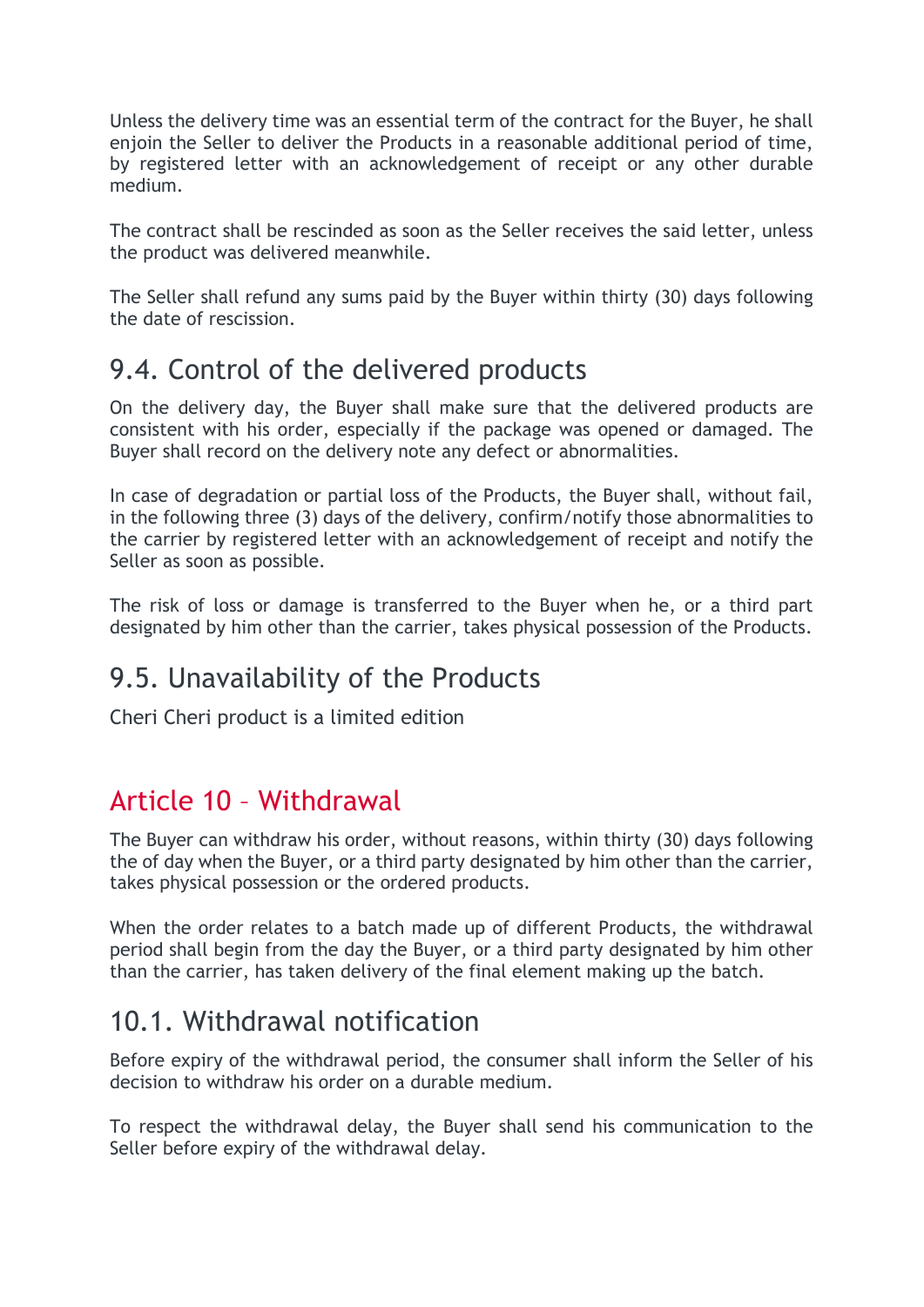Unless the delivery time was an essential term of the contract for the Buyer, he shall enjoin the Seller to deliver the Products in a reasonable additional period of time, by registered letter with an acknowledgement of receipt or any other durable medium.

The contract shall be rescinded as soon as the Seller receives the said letter, unless the product was delivered meanwhile.

The Seller shall refund any sums paid by the Buyer within thirty (30) days following the date of rescission.

### 9.4. Control of the delivered products

On the delivery day, the Buyer shall make sure that the delivered products are consistent with his order, especially if the package was opened or damaged. The Buyer shall record on the delivery note any defect or abnormalities.

In case of degradation or partial loss of the Products, the Buyer shall, without fail, in the following three (3) days of the delivery, confirm/notify those abnormalities to the carrier by registered letter with an acknowledgement of receipt and notify the Seller as soon as possible.

The risk of loss or damage is transferred to the Buyer when he, or a third part designated by him other than the carrier, takes physical possession of the Products.

### 9.5. Unavailability of the Products

Cheri Cheri product is a limited edition

## Article 10 – Withdrawal

The Buyer can withdraw his order, without reasons, within thirty (30) days following the of day when the Buyer, or a third party designated by him other than the carrier, takes physical possession or the ordered products.

When the order relates to a batch made up of different Products, the withdrawal period shall begin from the day the Buyer, or a third party designated by him other than the carrier, has taken delivery of the final element making up the batch.

### 10.1. Withdrawal notification

Before expiry of the withdrawal period, the consumer shall inform the Seller of his decision to withdraw his order on a durable medium.

To respect the withdrawal delay, the Buyer shall send his communication to the Seller before expiry of the withdrawal delay.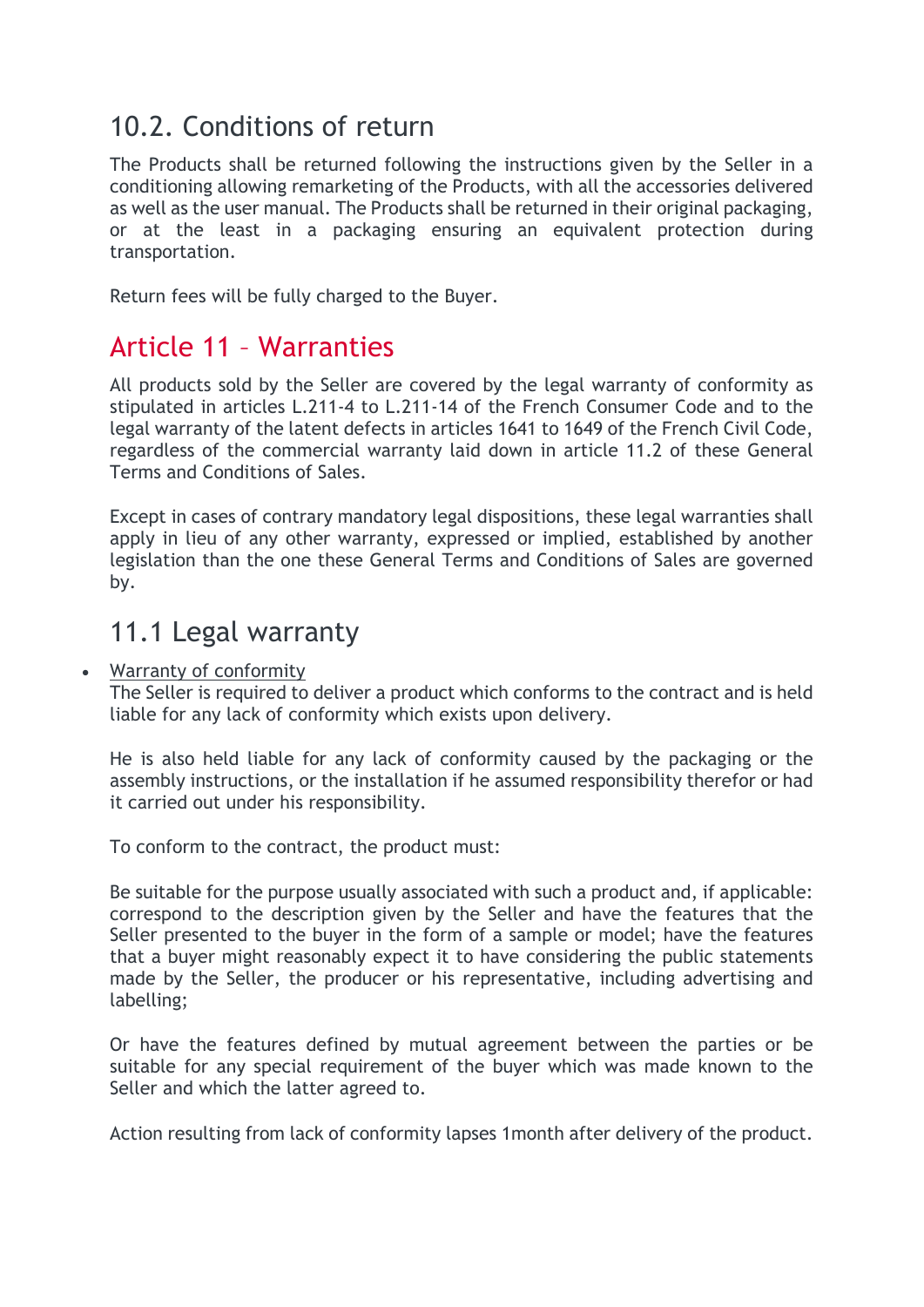## 10.2. Conditions of return

The Products shall be returned following the instructions given by the Seller in a conditioning allowing remarketing of the Products, with all the accessories delivered as well as the user manual. The Products shall be returned in their original packaging, or at the least in a packaging ensuring an equivalent protection during transportation.

Return fees will be fully charged to the Buyer.

# Article 11 – Warranties

All products sold by the Seller are covered by the legal warranty of conformity as stipulated in articles L.211-4 to L.211-14 of the French Consumer Code and to the legal warranty of the latent defects in articles 1641 to 1649 of the French Civil Code, regardless of the commercial warranty laid down in article 11.2 of these General Terms and Conditions of Sales.

Except in cases of contrary mandatory legal dispositions, these legal warranties shall apply in lieu of any other warranty, expressed or implied, established by another legislation than the one these General Terms and Conditions of Sales are governed by.

## 11.1 Legal warranty

- Warranty of conformity
  The Seller is required to deliver a product which conforms to the contract and is held liable for any lack of conformity which exists upon delivery.

  He is also held liable for any lack of conformity caused by the packaging or the assembly instructions, or the installation if he assumed responsibility therefor or had it carried out under his responsibility.

  To conform to the contract, the product must:

  Be suitable for the purpose usually associated with such a product and, if applicable: correspond to the description given by the Seller and have the features that the Seller presented to the buyer in the form of a sample or model; have the features that a buyer might reasonably expect it to have considering the public statements made by the Seller, the producer or his representative, including advertising and labelling;

  Or have the features defined by mutual agreement between the parties or be suitable for any special requirement of the buyer which was made known to the Seller and which the latter agreed to.

  Action resulting from lack of conformity lapses 1month after delivery of the product.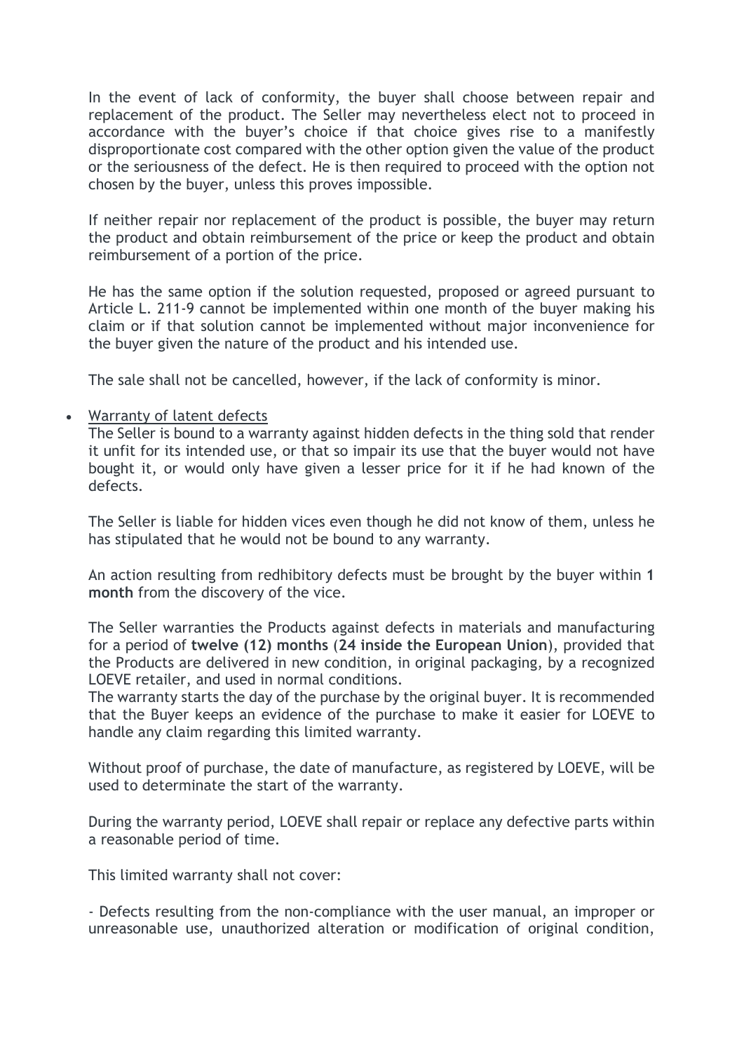In the event of lack of conformity, the buyer shall choose between repair and replacement of the product. The Seller may nevertheless elect not to proceed in accordance with the buyer's choice if that choice gives rise to a manifestly disproportionate cost compared with the other option given the value of the product or the seriousness of the defect. He is then required to proceed with the option not chosen by the buyer, unless this proves impossible.

If neither repair nor replacement of the product is possible, the buyer may return the product and obtain reimbursement of the price or keep the product and obtain reimbursement of a portion of the price.

He has the same option if the solution requested, proposed or agreed pursuant to Article L. 211-9 cannot be implemented within one month of the buyer making his claim or if that solution cannot be implemented without major inconvenience for the buyer given the nature of the product and his intended use.

The sale shall not be cancelled, however, if the lack of conformity is minor.

- Warranty of latent defects

  The Seller is bound to a warranty against hidden defects in the thing sold that render it unfit for its intended use, or that so impair its use that the buyer would not have bought it, or would only have given a lesser price for it if he had known of the defects.

  The Seller is liable for hidden vices even though he did not know of them, unless he has stipulated that he would not be bound to any warranty.

  An action resulting from redhibitory defects must be brought by the buyer within **1 month** from the discovery of the vice.

  The Seller warranties the Products against defects in materials and manufacturing for a period of **twelve (12) months** (**24 inside the European Union**), provided that the Products are delivered in new condition, in original packaging, by a recognized LOEVE retailer, and used in normal conditions.
  The warranty starts the day of the purchase by the original buyer. It is recommended that the Buyer keeps an evidence of the purchase to make it easier for LOEVE to handle any claim regarding this limited warranty.

  Without proof of purchase, the date of manufacture, as registered by LOEVE, will be used to determinate the start of the warranty.

  During the warranty period, LOEVE shall repair or replace any defective parts within a reasonable period of time.

  This limited warranty shall not cover:

  - Defects resulting from the non-compliance with the user manual, an improper or unreasonable use, unauthorized alteration or modification of original condition,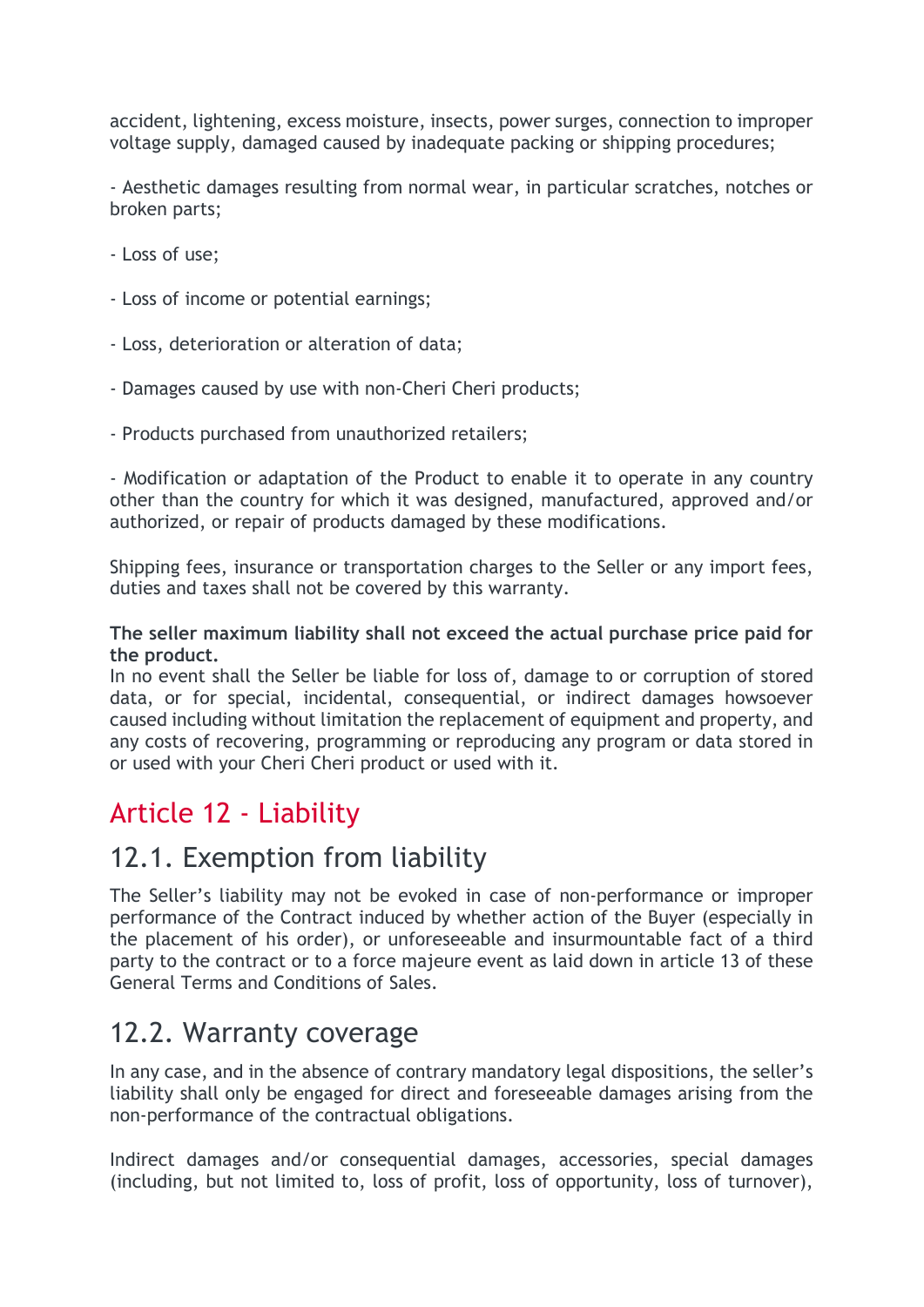accident, lightening, excess moisture, insects, power surges, connection to improper voltage supply, damaged caused by inadequate packing or shipping procedures;

- Aesthetic damages resulting from normal wear, in particular scratches, notches or broken parts;

- Loss of use;

- Loss of income or potential earnings;

- Loss, deterioration or alteration of data;

- Damages caused by use with non-Cheri Cheri products;

- Products purchased from unauthorized retailers;

- Modification or adaptation of the Product to enable it to operate in any country other than the country for which it was designed, manufactured, approved and/or authorized, or repair of products damaged by these modifications.

Shipping fees, insurance or transportation charges to the Seller or any import fees, duties and taxes shall not be covered by this warranty.

**The seller maximum liability shall not exceed the actual purchase price paid for the product.**
In no event shall the Seller be liable for loss of, damage to or corruption of stored data, or for special, incidental, consequential, or indirect damages howsoever caused including without limitation the replacement of equipment and property, and any costs of recovering, programming or reproducing any program or data stored in or used with your Cheri Cheri product or used with it.

## Article 12 - Liability

### 12.1. Exemption from liability

The Seller's liability may not be evoked in case of non-performance or improper performance of the Contract induced by whether action of the Buyer (especially in the placement of his order), or unforeseeable and insurmountable fact of a third party to the contract or to a force majeure event as laid down in article 13 of these General Terms and Conditions of Sales.

### 12.2. Warranty coverage

In any case, and in the absence of contrary mandatory legal dispositions, the seller's liability shall only be engaged for direct and foreseeable damages arising from the non-performance of the contractual obligations.

Indirect damages and/or consequential damages, accessories, special damages (including, but not limited to, loss of profit, loss of opportunity, loss of turnover),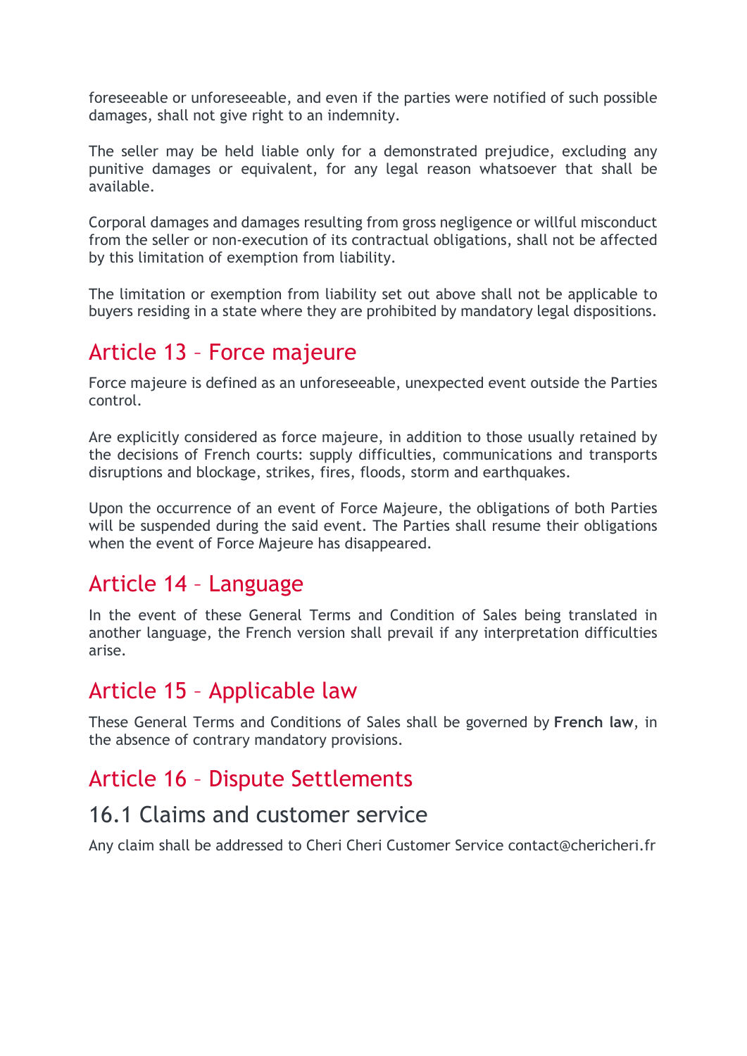foreseeable or unforeseeable, and even if the parties were notified of such possible damages, shall not give right to an indemnity.

The seller may be held liable only for a demonstrated prejudice, excluding any punitive damages or equivalent, for any legal reason whatsoever that shall be available.

Corporal damages and damages resulting from gross negligence or willful misconduct from the seller or non-execution of its contractual obligations, shall not be affected by this limitation of exemption from liability.

The limitation or exemption from liability set out above shall not be applicable to buyers residing in a state where they are prohibited by mandatory legal dispositions.

## Article 13 – Force majeure

Force majeure is defined as an unforeseeable, unexpected event outside the Parties control.

Are explicitly considered as force majeure, in addition to those usually retained by the decisions of French courts: supply difficulties, communications and transports disruptions and blockage, strikes, fires, floods, storm and earthquakes.

Upon the occurrence of an event of Force Majeure, the obligations of both Parties will be suspended during the said event. The Parties shall resume their obligations when the event of Force Majeure has disappeared.

## Article 14 – Language

In the event of these General Terms and Condition of Sales being translated in another language, the French version shall prevail if any interpretation difficulties arise.

## Article 15 – Applicable law

These General Terms and Conditions of Sales shall be governed by **French law**, in the absence of contrary mandatory provisions.

## Article 16 – Dispute Settlements

### 16.1 Claims and customer service

Any claim shall be addressed to Cheri Cheri Customer Service contact@chericheri.fr